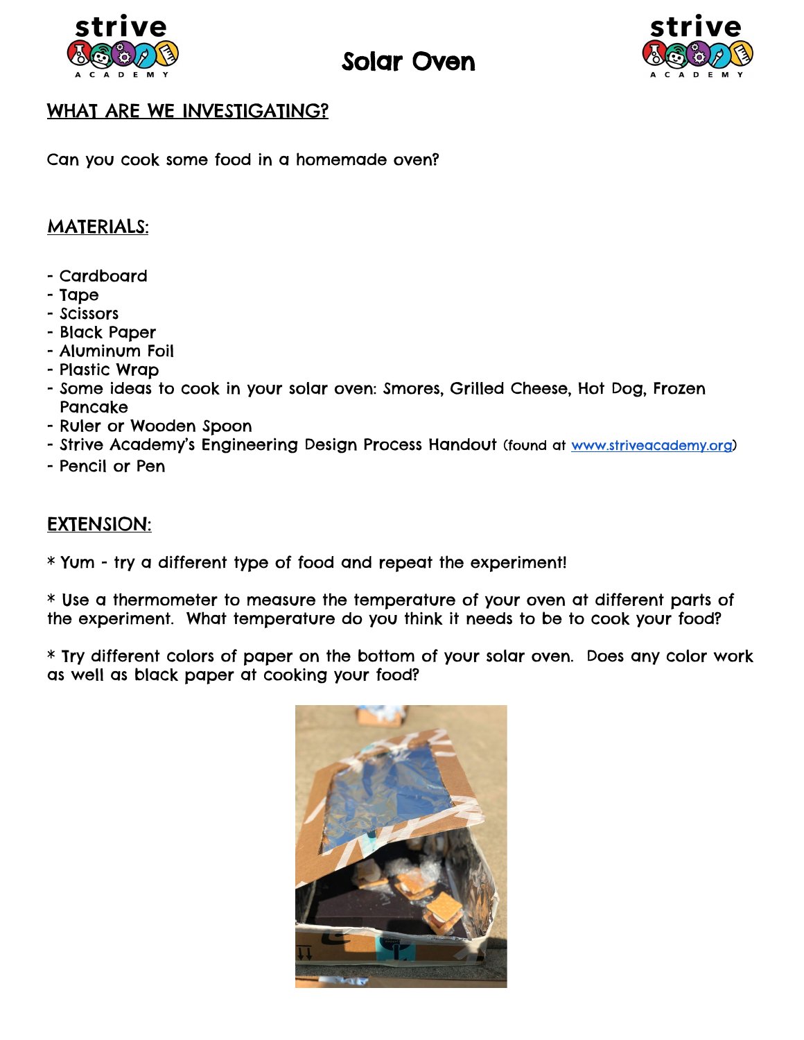# Solar Oven

## WHAT ARE WE INVESTIGATING?

Can you cook some food in a homemade oven?

## MATERIALS:

- Cardboard
- Tape
- Scissors
- Black Paper
- Aluminum Foil
- Plastic Wrap
- Some ideas to cook in your solar oven: Smores, Grilled Cheese, Hot Dog, Frozen Pancake
- Ruler or Wooden Spoon
- Strive Academy's Engineering Design Process Handout (found at [www.striveacademy.org](http://www.striveacademy.org))
- Pencil or Pen

## EXTENSION:

* Yum - try a different type of food and repeat the experiment!

* Use a thermometer to measure the temperature of your oven at different parts of the experiment. What temperature do you think it needs to be to cook your food?

* Try different colors of paper on the bottom of your solar oven. Does any color work as well as black paper at cooking your food?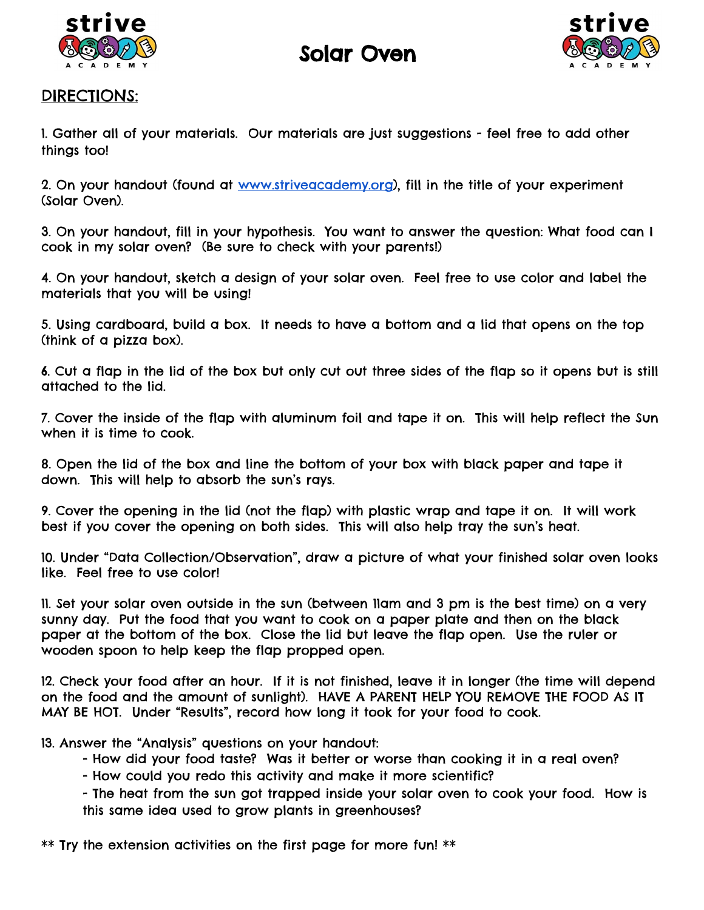# Solar Oven

## DIRECTIONS:

1. Gather all of your materials. Our materials are just suggestions - feel free to add other things too!

2. On your handout (found at www.striveacademy.org), fill in the title of your experiment (Solar Oven).

3. On your handout, fill in your hypothesis. You want to answer the question: What food can I cook in my solar oven? (Be sure to check with your parents!)

4. On your handout, sketch a design of your solar oven. Feel free to use color and label the materials that you will be using!

5. Using cardboard, build a box. It needs to have a bottom and a lid that opens on the top (think of a pizza box).

6. Cut a flap in the lid of the box but only cut out three sides of the flap so it opens but is still attached to the lid.

7. Cover the inside of the flap with aluminum foil and tape it on. This will help reflect the Sun when it is time to cook.

8. Open the lid of the box and line the bottom of your box with black paper and tape it down. This will help to absorb the sun's rays.

9. Cover the opening in the lid (not the flap) with plastic wrap and tape it on. It will work best if you cover the opening on both sides. This will also help tray the sun's heat.

10. Under "Data Collection/Observation", draw a picture of what your finished solar oven looks like. Feel free to use color!

11. Set your solar oven outside in the sun (between 11am and 3 pm is the best time) on a very sunny day. Put the food that you want to cook on a paper plate and then on the black paper at the bottom of the box. Close the lid but leave the flap open. Use the ruler or wooden spoon to help keep the flap propped open.

12. Check your food after an hour. If it is not finished, leave it in longer (the time will depend on the food and the amount of sunlight). HAVE A PARENT HELP YOU REMOVE THE FOOD AS IT MAY BE HOT. Under "Results", record how long it took for your food to cook.

13. Answer the "Analysis" questions on your handout:
    - How did your food taste? Was it better or worse than cooking it in a real oven?
    - How could you redo this activity and make it more scientific?
    - The heat from the sun got trapped inside your solar oven to cook your food. How is this same idea used to grow plants in greenhouses?

** Try the extension activities on the first page for more fun! **